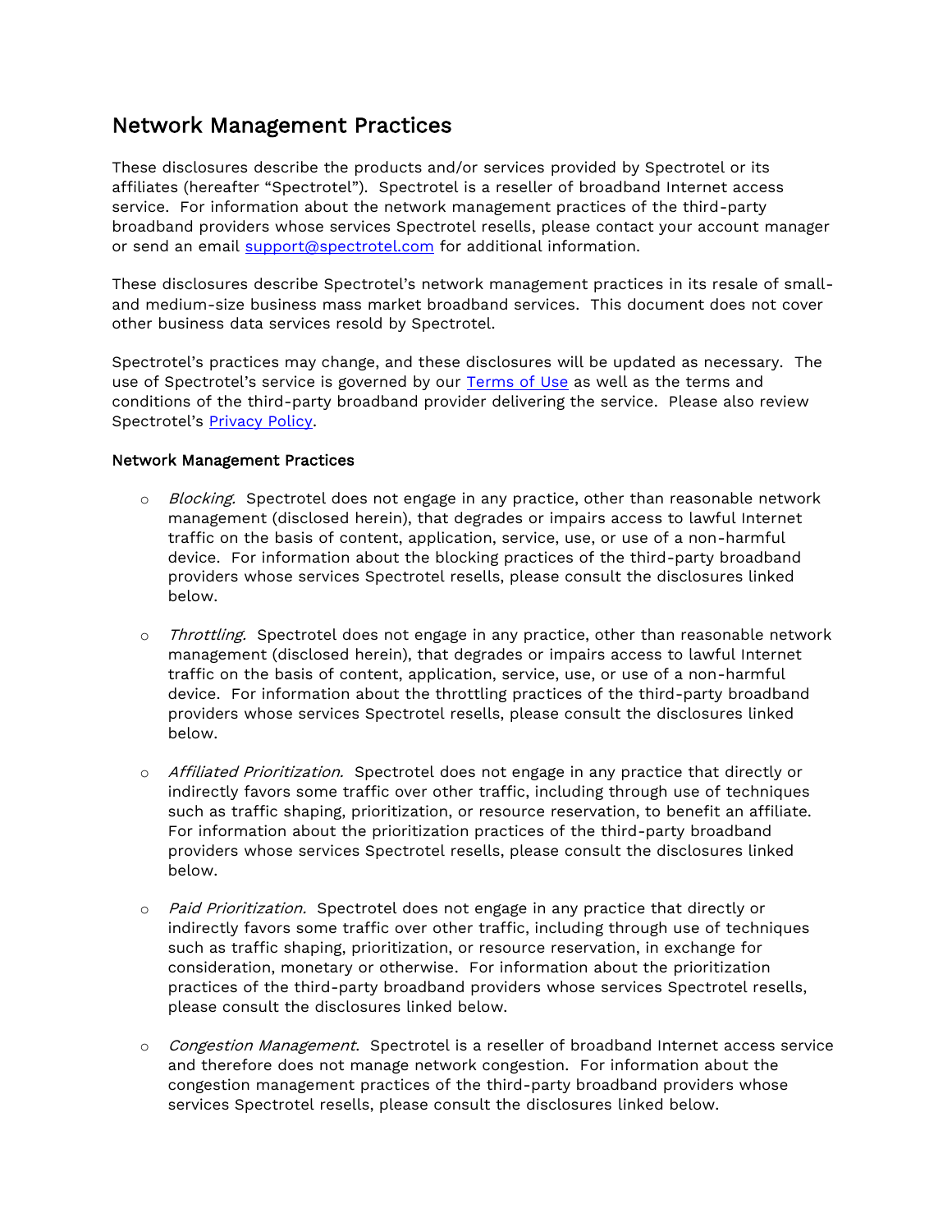# Network Management Practices

These disclosures describe the products and/or services provided by Spectrotel or its affiliates (hereafter "Spectrotel"). Spectrotel is a reseller of broadband Internet access service. For information about the network management practices of the third-party broadband providers whose services Spectrotel resells, please contact your account manager or send an email [support@spectrotel.com](mailto:support@spectrotel.com) for additional information.

These disclosures describe Spectrotel's network management practices in its resale of small- and medium-size business mass market broadband services. This document does not cover other business data services resold by Spectrotel.

Spectrotel's practices may change, and these disclosures will be updated as necessary. The use of Spectrotel's service is governed by our Terms of Use as well as the terms and conditions of the third-party broadband provider delivering the service. Please also review Spectrotel's Privacy Policy.

**Network Management Practices**

- *Blocking.* Spectrotel does not engage in any practice, other than reasonable network management (disclosed herein), that degrades or impairs access to lawful Internet traffic on the basis of content, application, service, use, or use of a non-harmful device. For information about the blocking practices of the third-party broadband providers whose services Spectrotel resells, please consult the disclosures linked below.

- *Throttling.* Spectrotel does not engage in any practice, other than reasonable network management (disclosed herein), that degrades or impairs access to lawful Internet traffic on the basis of content, application, service, use, or use of a non-harmful device. For information about the throttling practices of the third-party broadband providers whose services Spectrotel resells, please consult the disclosures linked below.

- *Affiliated Prioritization.* Spectrotel does not engage in any practice that directly or indirectly favors some traffic over other traffic, including through use of techniques such as traffic shaping, prioritization, or resource reservation, to benefit an affiliate. For information about the prioritization practices of the third-party broadband providers whose services Spectrotel resells, please consult the disclosures linked below.

- *Paid Prioritization.* Spectrotel does not engage in any practice that directly or indirectly favors some traffic over other traffic, including through use of techniques such as traffic shaping, prioritization, or resource reservation, in exchange for consideration, monetary or otherwise. For information about the prioritization practices of the third-party broadband providers whose services Spectrotel resells, please consult the disclosures linked below.

- *Congestion Management.* Spectrotel is a reseller of broadband Internet access service and therefore does not manage network congestion. For information about the congestion management practices of the third-party broadband providers whose services Spectrotel resells, please consult the disclosures linked below.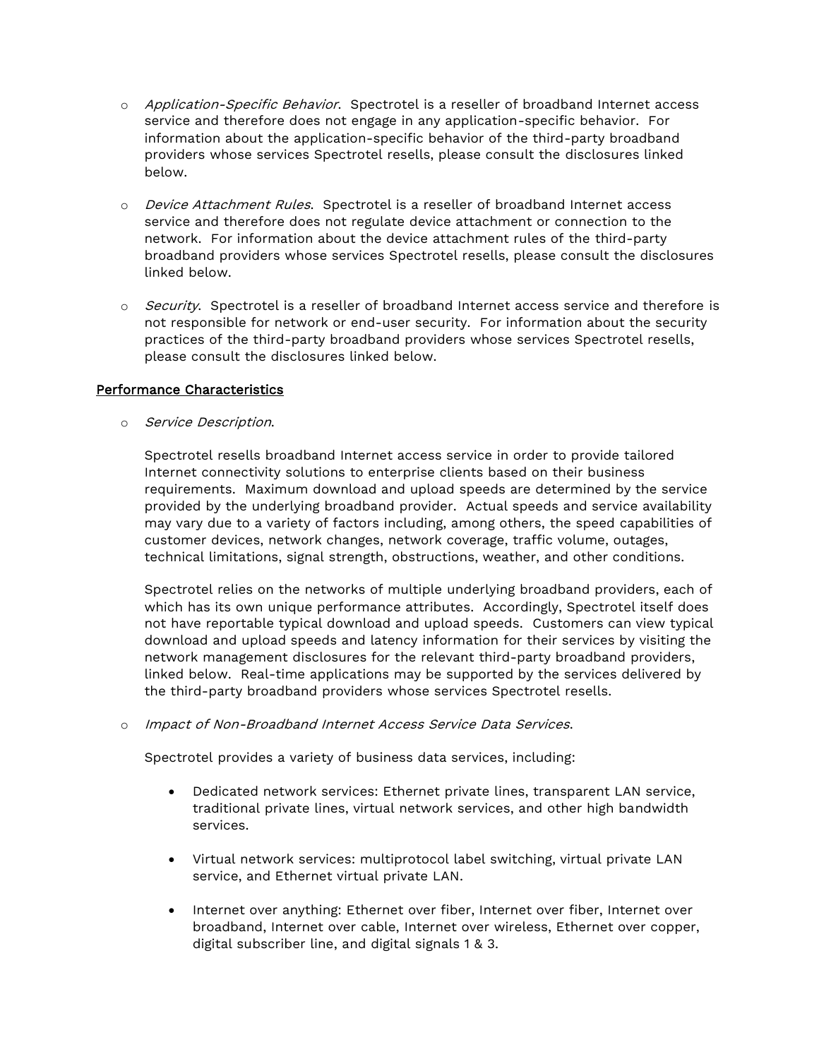- *Application-Specific Behavior*. Spectrotel is a reseller of broadband Internet access service and therefore does not engage in any application-specific behavior. For information about the application-specific behavior of the third-party broadband providers whose services Spectrotel resells, please consult the disclosures linked below.

- *Device Attachment Rules*. Spectrotel is a reseller of broadband Internet access service and therefore does not regulate device attachment or connection to the network. For information about the device attachment rules of the third-party broadband providers whose services Spectrotel resells, please consult the disclosures linked below.

- *Security*. Spectrotel is a reseller of broadband Internet access service and therefore is not responsible for network or end-user security. For information about the security practices of the third-party broadband providers whose services Spectrotel resells, please consult the disclosures linked below.

<u>Performance Characteristics</u>

- *Service Description*.

  Spectrotel resells broadband Internet access service in order to provide tailored Internet connectivity solutions to enterprise clients based on their business requirements. Maximum download and upload speeds are determined by the service provided by the underlying broadband provider. Actual speeds and service availability may vary due to a variety of factors including, among others, the speed capabilities of customer devices, network changes, network coverage, traffic volume, outages, technical limitations, signal strength, obstructions, weather, and other conditions.

  Spectrotel relies on the networks of multiple underlying broadband providers, each of which has its own unique performance attributes. Accordingly, Spectrotel itself does not have reportable typical download and upload speeds. Customers can view typical download and upload speeds and latency information for their services by visiting the network management disclosures for the relevant third-party broadband providers, linked below. Real-time applications may be supported by the services delivered by the third-party broadband providers whose services Spectrotel resells.

- *Impact of Non-Broadband Internet Access Service Data Services*.

  Spectrotel provides a variety of business data services, including:

  - Dedicated network services: Ethernet private lines, transparent LAN service, traditional private lines, virtual network services, and other high bandwidth services.

  - Virtual network services: multiprotocol label switching, virtual private LAN service, and Ethernet virtual private LAN.

  - Internet over anything: Ethernet over fiber, Internet over fiber, Internet over broadband, Internet over cable, Internet over wireless, Ethernet over copper, digital subscriber line, and digital signals 1 & 3.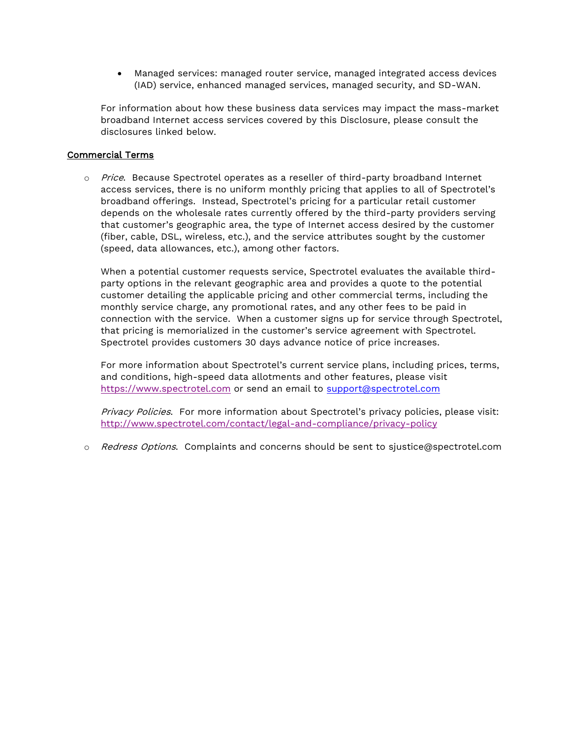- Managed services: managed router service, managed integrated access devices (IAD) service, enhanced managed services, managed security, and SD-WAN.

For information about how these business data services may impact the mass-market broadband Internet access services covered by this Disclosure, please consult the disclosures linked below.

## Commercial Terms

- *Price*. Because Spectrotel operates as a reseller of third-party broadband Internet access services, there is no uniform monthly pricing that applies to all of Spectrotel's broadband offerings. Instead, Spectrotel's pricing for a particular retail customer depends on the wholesale rates currently offered by the third-party providers serving that customer's geographic area, the type of Internet access desired by the customer (fiber, cable, DSL, wireless, etc.), and the service attributes sought by the customer (speed, data allowances, etc.), among other factors.

  When a potential customer requests service, Spectrotel evaluates the available third-party options in the relevant geographic area and provides a quote to the potential customer detailing the applicable pricing and other commercial terms, including the monthly service charge, any promotional rates, and any other fees to be paid in connection with the service. When a customer signs up for service through Spectrotel, that pricing is memorialized in the customer's service agreement with Spectrotel. Spectrotel provides customers 30 days advance notice of price increases.

  For more information about Spectrotel's current service plans, including prices, terms, and conditions, high-speed data allotments and other features, please visit https://www.spectrotel.com or send an email to support@spectrotel.com

  *Privacy Policies*. For more information about Spectrotel's privacy policies, please visit: http://www.spectrotel.com/contact/legal-and-compliance/privacy-policy

- *Redress Options*. Complaints and concerns should be sent to sjustice@spectrotel.com